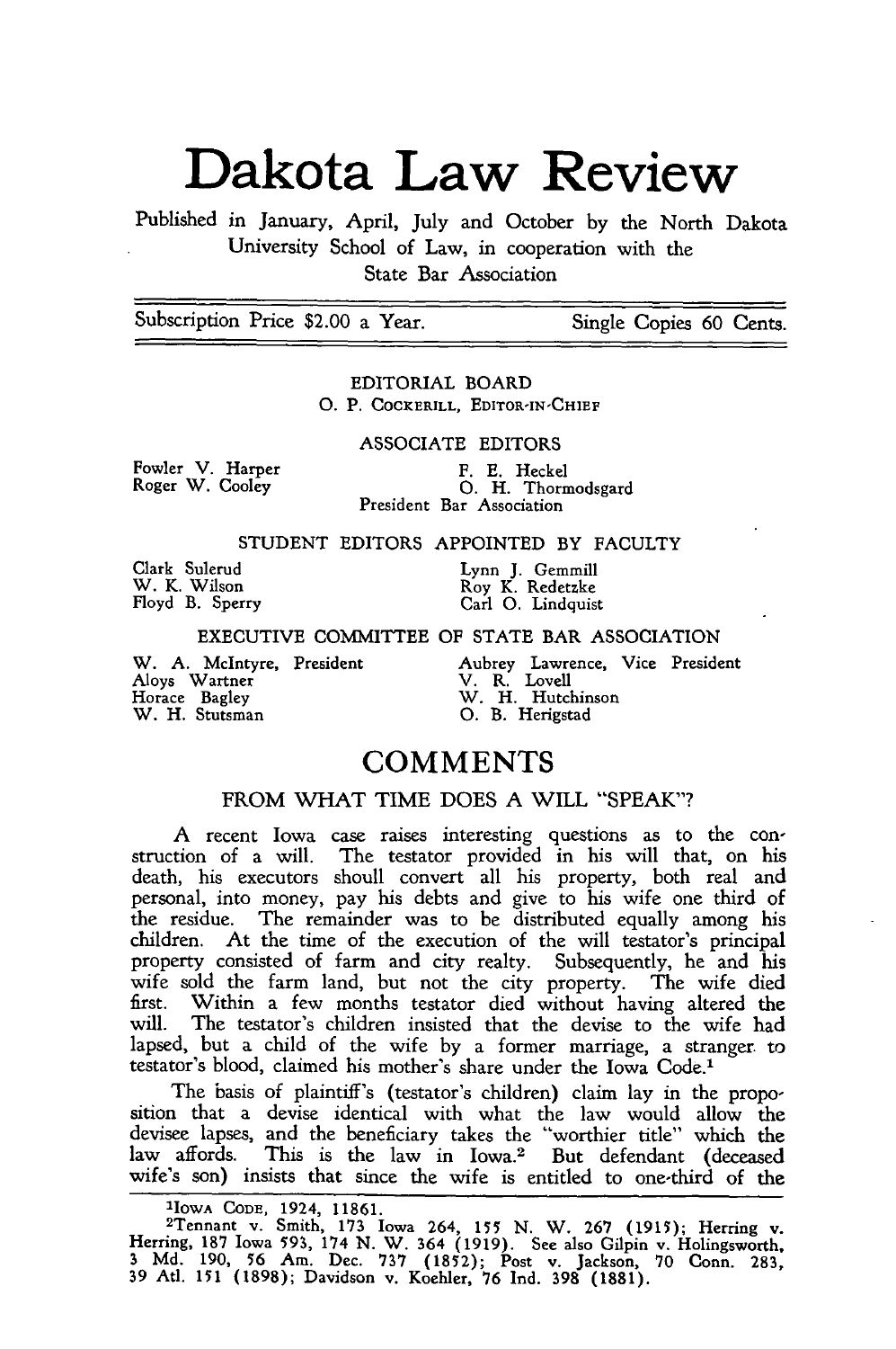# Dakota Law Review

Published in January, April, July and October by the North Dakota University School of Law, in cooperation with the State Bar Association

| Subscription Price $2.00 a Year. | Single Copies 60 Cents. |
|---|---|

EDITORIAL BOARD

O. P. COCKERILL, EDITOR-IN-CHIEF

ASSOCIATE EDITORS

Fowler V. Harper
Roger W. Cooley

F. E. Heckel
O. H. Thormodsgard
President Bar Association

STUDENT EDITORS APPOINTED BY FACULTY

Clark Sulerud
W. K. Wilson
Floyd B. Sperry

Lynn J. Gemmill
Roy K. Redetzke
Carl O. Lindquist

EXECUTIVE COMMITTEE OF STATE BAR ASSOCIATION

W. A. McIntyre, President
Aloys Wartner
Horace Bagley
W. H. Stutsman

Aubrey Lawrence, Vice President
V. R. Lovell
W. H. Hutchinson
O. B. Herigstad

## COMMENTS

### FROM WHAT TIME DOES A WILL "SPEAK"?

A recent Iowa case raises interesting questions as to the construction of a will. The testator provided in his will that, on his death, his executors shoull convert all his property, both real and personal, into money, pay his debts and give to his wife one third of the residue. The remainder was to be distributed equally among his children. At the time of the execution of the will testator's principal property consisted of farm and city realty. Subsequently, he and his wife sold the farm land, but not the city property. The wife died first. Within a few months testator died without having altered the will. The testator's children insisted that the devise to the wife had lapsed, but a child of the wife by a former marriage, a stranger to testator's blood, claimed his mother's share under the Iowa Code.[1]

The basis of plaintiff's (testator's children) claim lay in the proposition that a devise identical with what the law would allow the devisee lapses, and the beneficiary takes the "worthier title" which the law affords. This is the law in Iowa.[2] But defendant (deceased wife's son) insists that since the wife is entitled to one-third of the

---

[1]IOWA CODE, 1924, 11861.

[2]Tennant v. Smith, 173 Iowa 264, 155 N. W. 267 (1915); Herring v. Herring, 187 Iowa 593, 174 N. W. 364 (1919). See also Gilpin v. Holingsworth, 3 Md. 190, 56 Am. Dec. 737 (1852); Post v. Jackson, 70 Conn. 283, 39 Atl. 151 (1898); Davidson v. Koehler, 76 Ind. 398 (1881).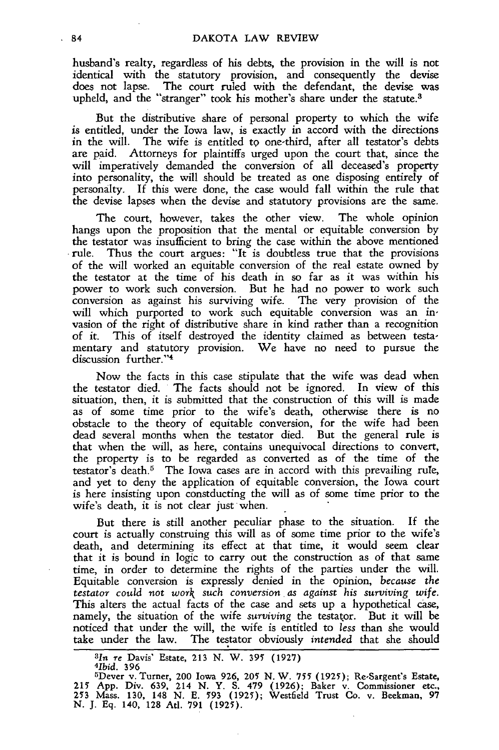husband's realty, regardless of his debts, the provision in the will is not identical with the statutory provision, and consequently the devise does not lapse. The court ruled with the defendant, the devise was upheld, and the "stranger" took his mother's share under the statute.[3]

But the distributive share of personal property to which the wife is entitled, under the Iowa law, is exactly in accord with the directions in the will. The wife is entitled to one-third, after all testator's debts are paid. Attorneys for plaintiffs urged upon the court that, since the will imperatively demanded the conversion of all deceased's property into personalty, the will should be treated as one disposing entirely of personalty. If this were done, the case would fall within the rule that the devise lapses when the devise and statutory provisions are the same.

The court, however, takes the other view. The whole opinion hangs upon the proposition that the mental or equitable conversion by the testator was insufficient to bring the case within the above mentioned rule. Thus the court argues: "It is doubtless true that the provisions of the will worked an equitable conversion of the real estate owned by the testator at the time of his death in so far as it was within his power to work such conversion. But he had no power to work such conversion as against his surviving wife. The very provision of the will which purported to work such equitable conversion was an invasion of the right of distributive share in kind rather than a recognition of it. This of itself destroyed the identity claimed as between testamentary and statutory provision. We have no need to pursue the discussion further."[4]

Now the facts in this case stipulate that the wife was dead when the testator died. The facts should not be ignored. In view of this situation, then, it is submitted that the construction of this will is made as of some time prior to the wife's death, otherwise there is no obstacle to the theory of equitable conversion, for the wife had been dead several months when the testator died. But the general rule is that when the will, as here, contains unequivocal directions to convert, the property is to be regarded as converted as of the time of the testator's death.[5] The Iowa cases are in accord with this prevailing rule, and yet to deny the application of equitable conversion, the Iowa court is here insisting upon constducting the will as of some time prior to the wife's death, it is not clear just when.

But there is still another peculiar phase to the situation. If the court is actually construing this will as of some time prior to the wife's death, and determining its effect at that time, it would seem clear that it is bound in logic to carry out the construction as of that same time, in order to determine the rights of the parties under the will. Equitable conversion is expressly denied in the opinion, *because the testator could not work such conversion as against his surviving wife.* This alters the actual facts of the case and sets up a hypothetical case, namely, the situation of the wife *surviving* the testator. But it will be noticed that under the will, the wife is entitled to *less* than she would take under the law. The testator obviously *intended* that she should

---

[3] *In re* Davis' Estate, 213 N. W. 395 (1927)

[4] *Ibid.* 396

[5] Dever v. Turner, 200 Iowa 926, 205 N. W. 755 (1925); Re-Sargent's Estate, 215 App. Div. 639, 214 N. Y. S. 479 (1926); Baker v. Commissioner etc., 253 Mass. 130, 148 N. E. 593 (1925); Westfield Trust Co. v. Beekman, 97 N. J. Eq. 140, 128 Atl. 791 (1925).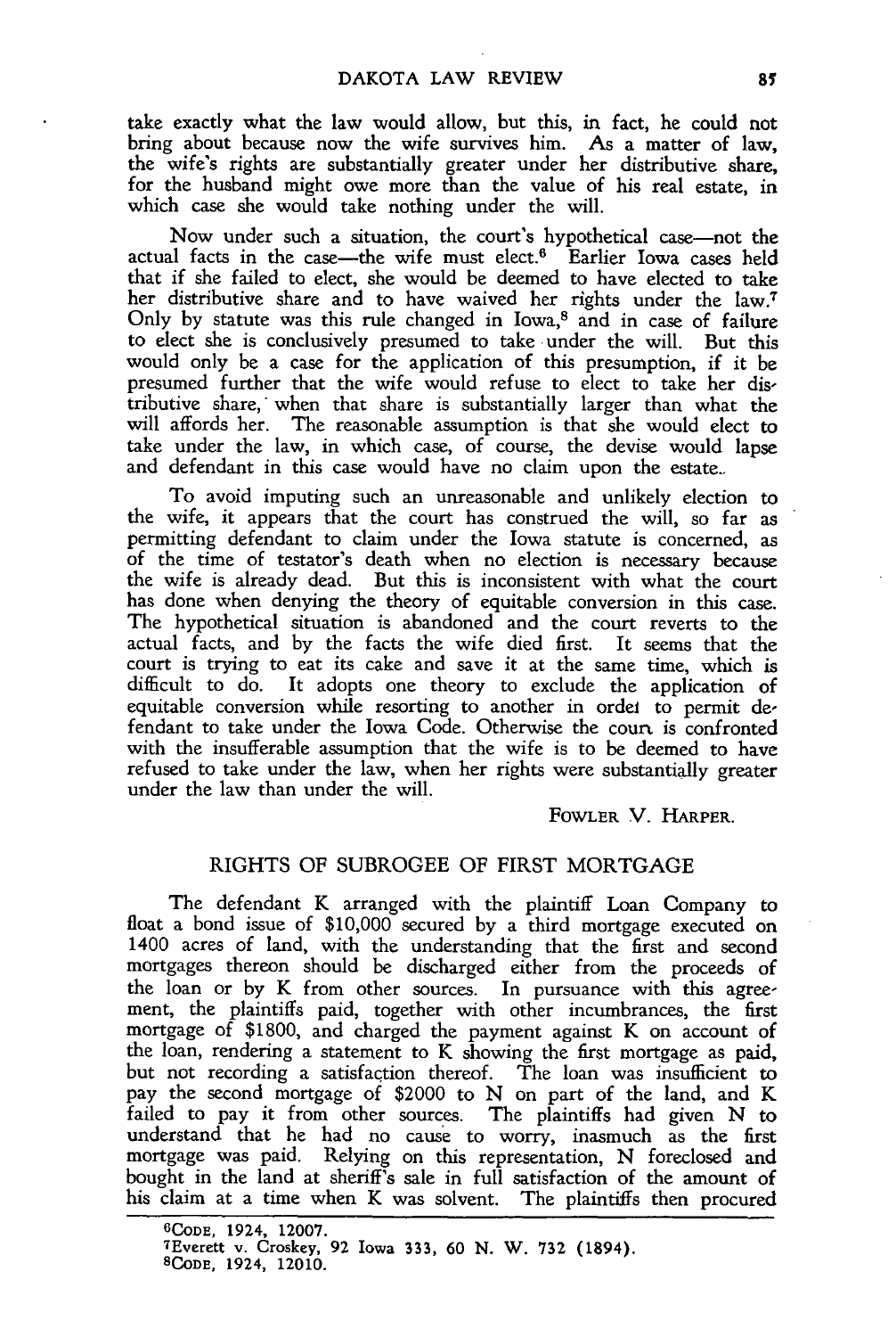take exactly what the law would allow, but this, in fact, he could not bring about because now the wife survives him. As a matter of law, the wife's rights are substantially greater under her distributive share, for the husband might owe more than the value of his real estate, in which case she would take nothing under the will.

Now under such a situation, the court's hypothetical case—not the actual facts in the case—the wife must elect.[6] Earlier Iowa cases held that if she failed to elect, she would be deemed to have elected to take her distributive share and to have waived her rights under the law.[7] Only by statute was this rule changed in Iowa,[8] and in case of failure to elect she is conclusively presumed to take under the will. But this would only be a case for the application of this presumption, if it be presumed further that the wife would refuse to elect to take her distributive share, when that share is substantially larger than what the will affords her. The reasonable assumption is that she would elect to take under the law, in which case, of course, the devise would lapse and defendant in this case would have no claim upon the estate.

To avoid imputing such an unreasonable and unlikely election to the wife, it appears that the court has construed the will, so far as permitting defendant to claim under the Iowa statute is concerned, as of the time of testator's death when no election is necessary because the wife is already dead. But this is inconsistent with what the court has done when denying the theory of equitable conversion in this case. The hypothetical situation is abandoned and the court reverts to the actual facts, and by the facts the wife died first. It seems that the court is trying to eat its cake and save it at the same time, which is difficult to do. It adopts one theory to exclude the application of equitable conversion while resorting to another in order to permit defendant to take under the Iowa Code. Otherwise the court is confronted with the insufferable assumption that the wife is to be deemed to have refused to take under the law, when her rights were substantially greater under the law than under the will.

FOWLER V. HARPER.

## RIGHTS OF SUBROGEE OF FIRST MORTGAGE

The defendant K arranged with the plaintiff Loan Company to float a bond issue of $10,000 secured by a third mortgage executed on 1400 acres of land, with the understanding that the first and second mortgages thereon should be discharged either from the proceeds of the loan or by K from other sources. In pursuance with this agreement, the plaintiffs paid, together with other incumbrances, the first mortgage of $1800, and charged the payment against K on account of the loan, rendering a statement to K showing the first mortgage as paid, but not recording a satisfaction thereof. The loan was insufficient to pay the second mortgage of $2000 to N on part of the land, and K failed to pay it from other sources. The plaintiffs had given N to understand that he had no cause to worry, inasmuch as the first mortgage was paid. Relying on this representation, N foreclosed and bought in the land at sheriff's sale in full satisfaction of the amount of his claim at a time when K was solvent. The plaintiffs then procured

---

[6] CODE, 1924, 12007.

[7] Everett v. Croskey, 92 Iowa 333, 60 N. W. 732 (1894).

[8] CODE, 1924, 12010.